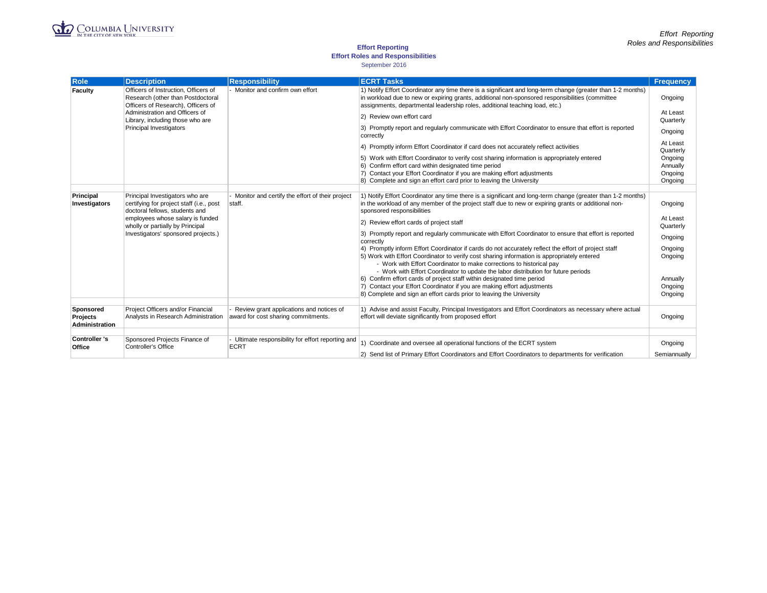# Effort Reporting

## Effort Roles and Responsibilities

September 2016

| Role | Description | Responsibility | ECRT Tasks | Frequency |
|---|---|---|---|---|
| **Faculty** | Officers of Instruction, Officers of Research (other than Postdoctoral Officers of Research), Officers of Administration and Officers of Library, including those who are Principal Investigators | - Monitor and confirm own effort | 1) Notify Effort Coordinator any time there is a significant and long-term change (greater than 1-2 months) in workload due to new or expiring grants, additional non-sponsored responsibilities (committee assignments, departmental leadership roles, additional teaching load, etc.) | Ongoing |
| | | | 2) Review own effort card | At Least Quarterly |
| | | | 3) Promptly report and regularly communicate with Effort Coordinator to ensure that effort is reported correctly | Ongoing |
| | | | 4) Promptly inform Effort Coordinator if card does not accurately reflect activities | At Least Quarterly |
| | | | 5) Work with Effort Coordinator to verify cost sharing information is appropriately entered | Ongoing |
| | | | 6) Confirm effort card within designated time period | Annually |
| | | | 7) Contact your Effort Coordinator if you are making effort adjustments | Ongoing |
| | | | 8) Complete and sign an effort card prior to leaving the University | Ongoing |
| **Principal Investigators** | Principal Investigators who are certifying for project staff (i.e., post doctoral fellows, students and employees whose salary is funded wholly or partially by Principal Investigators' sponsored projects.) | - Monitor and certify the effort of their project staff. | 1) Notify Effort Coordinator any time there is a significant and long-term change (greater than 1-2 months) in the workload of any member of the project staff due to new or expiring grants or additional non-sponsored responsibilities | Ongoing |
| | | | 2) Review effort cards of project staff | At Least Quarterly |
| | | | 3) Promptly report and regularly communicate with Effort Coordinator to ensure that effort is reported correctly | Ongoing |
| | | | 4) Promptly inform Effort Coordinator if cards do not accurately reflect the effort of project staff | Ongoing |
| | | | 5) Work with Effort Coordinator to verify cost sharing information is appropriately entered<br>- Work with Effort Coordinator to make corrections to historical pay<br>- Work with Effort Coordinator to update the labor distribution for future periods | Ongoing |
| | | | 6) Confirm effort cards of project staff within designated time period | Annually |
| | | | 7) Contact your Effort Coordinator if you are making effort adjustments | Ongoing |
| | | | 8) Complete and sign an effort cards prior to leaving the University | Ongoing |
| **Sponsored Projects Administration** | Project Officers and/or Financial Analysts in Research Administration | - Review grant applications and notices of award for cost sharing commitments. | 1) Advise and assist Faculty, Principal Investigators and Effort Coordinators as necessary where actual effort will deviate significantly from proposed effort | Ongoing |
| **Controller 's Office** | Sponsored Projects Finance of Controller's Office | - Ultimate responsibility for effort reporting and ECRT | 1) Coordinate and oversee all operational functions of the ECRT system | Ongoing |
| | | | 2) Send list of Primary Effort Coordinators and Effort Coordinators to departments for verification | Semiannually |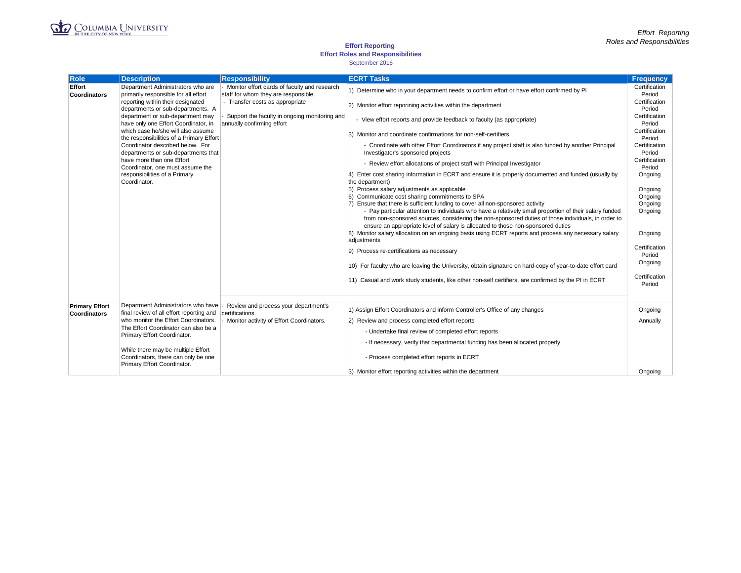### Effort Reporting
### Effort Roles and Responsibilities
September 2016

| Role | Description | Responsibility | ECRT Tasks | Frequency |
|---|---|---|---|---|
| **Effort Coordinators** | Department Administrators who are primarily responsible for all effort reporting within their designated departments or sub-departments. A department or sub-department may have only one Effort Coordinator, in which case he/she will also assume the responsibilities of a Primary Effort Coordinator described below. For departments or sub-departments that have more than one Effort Coordinator, one must assume the responsibilities of a Primary Coordinator. | - Monitor effort cards of faculty and research staff for whom they are responsible.<br>- Transfer costs as appropriate<br><br>- Support the faculty in ongoing monitoring and annually confirming effort | 1) Determine who in your department needs to confirm effort or have effort confirmed by PI | Certification Period |
| | | | 2) Monitor effort reporining activities within the department | Certification Period |
| | | | - View effort reports and provide feedback to faculty (as appropriate) | Certification Period |
| | | | 3) Monitor and coordinate confirmations for non-self-certifiers | Certification Period |
| | | | - Coordinate with other Effort Coordinators if any project staff is also funded by another Principal Investigator's sponsored projects | Certification Period |
| | | | - Review effort allocations of project staff with Principal Investigator | Certification Period |
| | | | 4) Enter cost sharing information in ECRT and ensure it is properly documented and funded (usually by the department) | Ongoing |
| | | | 5) Process salary adjustments as applicable | Ongoing |
| | | | 6) Communicate cost sharing commitments to SPA | Ongoing |
| | | | 7) Ensure that there is sufficient funding to cover all non-sponsored activity | Ongoing |
| | | | - Pay particular attention to individuals who have a relatively small proportion of their salary funded from non-sponsored sources, considering the non-sponsored duties of those individuals, in order to ensure an appropriate level of salary is allocated to those non-sponsored duties | Ongoing |
| | | | 8) Monitor salary allocation on an ongoing basis using ECRT reports and process any necessary salary adjustments | Ongoing |
| | | | 9) Process re-certifications as necessary | Certification Period |
| | | | 10) For faculty who are leaving the University, obtain signature on hard-copy of year-to-date effort card | Ongoing |
| | | | 11) Casual and work study students, like other non-self certifiers, are confirmed by the PI in ECRT | Certification Period |
| **Primary Effort Coordinators** | Department Administrators who have final review of all effort reporting and who monitor the Effort Coordinators. The Effort Coordinator can also be a Primary Effort Coordinator.<br><br>While there may be multiple Effort Coordinators, there can only be one Primary Effort Coordinator. | - Review and process your department's certifications.<br>- Monitor activity of Effort Coordinators. | 1) Assign Effort Coordinators and inform Controller's Office of any changes | Ongoing |
| | | | 2) Review and process completed effort reports | Annually |
| | | | - Undertake final review of completed effort reports | |
| | | | - If necessary, verify that departmental funding has been allocated properly | |
| | | | - Process completed effort reports in ECRT | |
| | | | 3) Monitor effort reporting activities within the department | Ongoing |